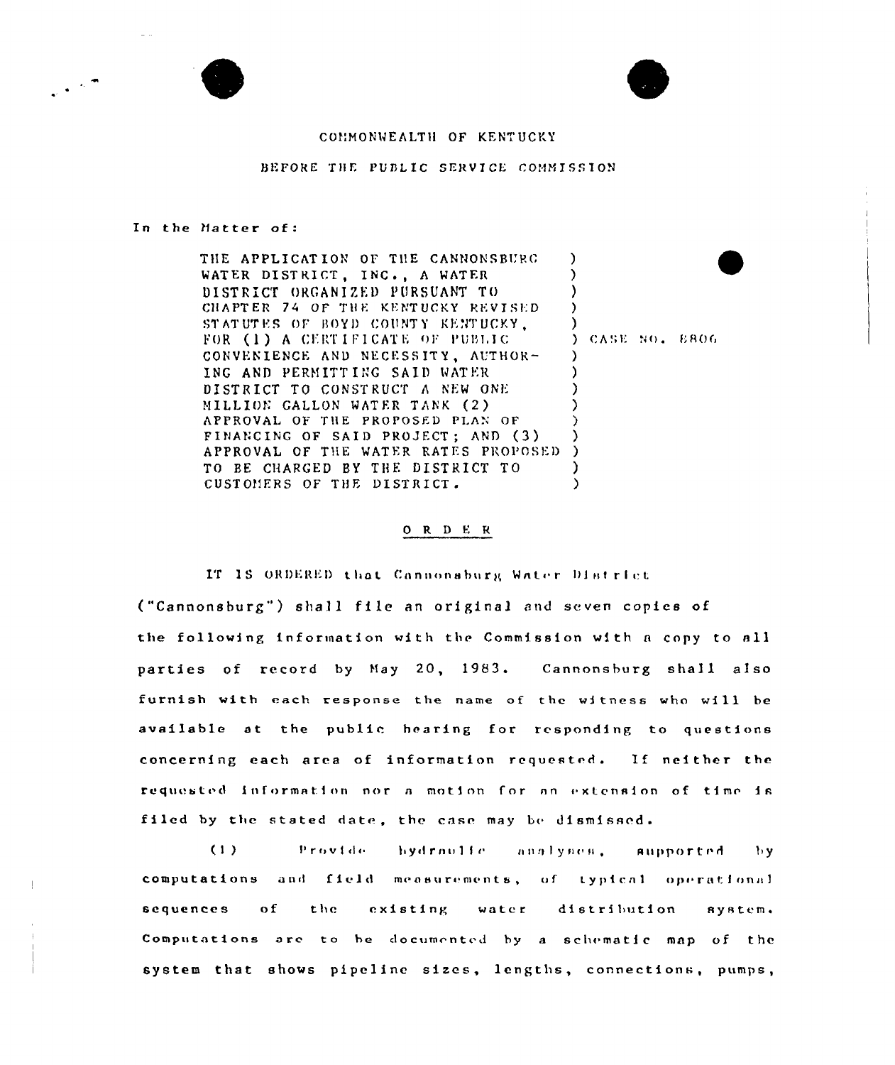COMMONWEALTH OF KENTUCKY

BEFORE THE PUBLIC SERVICE COMMISSION

In the Matter of:

THE APPLICATION OF THE CANNONSBURG WATER DISTRICT, INC., A WATER DISTRICT ORGANIZED PURSUANT TO CHAPTER 74 OF THE KENTUCKY REVISED STATUTES OF BOYD COUNTY KENTUCKY, FOR (1) A CERTIFICATE OF PUBLIC CONVENIENCE AND NECESSITY, AUTHORING AND PERMITTING SAID WATER DISTRICT TO CONSTRUCT A NEW ONE MILLION GALLON WATER TANK (2) APPROVAL OF THE PROPOSED PLAN OF FINANCING OF SAID PROJECT; AND (3) APPROVAL OF THE WATER RATES PROPOSED TO BE CHARGED BY THE DISTRICT TO CUSTOMERS OF THE DISTRICT.

) CASE NO. 8806

## O R D E R

IT IS ORDERED that Cannonsburg Water District ("Cannonsburg") shall file an original and seven copies of the following information with the Commission with a copy to all parties of record by May 20, 1983. Cannonsburg shall also furnish with each response the name of the witness who will be available at the public hearing for responding to questions concerning each area of information requested. If neither the requested information nor a motion for an extension of time is filed by the stated date, the case may be dismissed.

(1) Provide hydraulic analyses, supported by computations and field measurements, of typical operational sequences of the existing water distribution system. Computations are to be documented by a schematic map of the system that shows pipeline sizes, lengths, connections, pumps,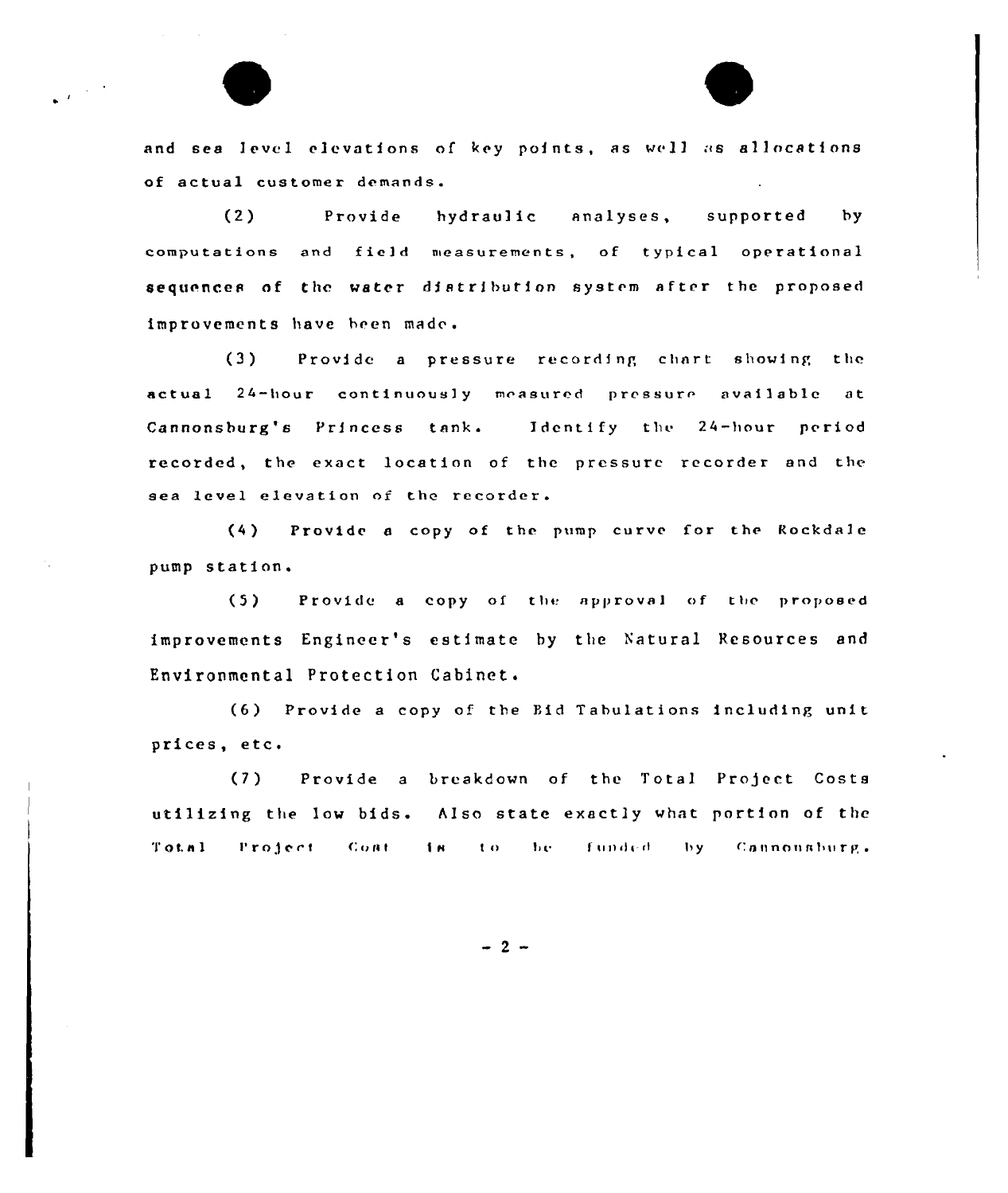and sea level elevations of key points, as well as allocations of actual customer demands.

(2) Provide hydraulic analyses, supported by computations and field measurements, of typical operational sequences of the water distribution system after the proposed improvements have been made.

(3) Provide a pressure recording chart showing the actual 24-hour continuously measured pressure available at Cannonsburg's Princess tank. Identify the 24-hour period recorded, the exact location of the pressure recorder and the sea level elevation of the recorder.

(4) Provide a copy of the pump curve for the Rockdale pump station.

(5) Provide a copy of the approval of the proposed improvements Engineer's estimate by the Natural Resources and Environmental Protection Cabinet.

(6) Provide a copy of the Bid Tabulations including unit prices, etc.

(7) Provide a breakdown of the Total Project Costs utilizing the low bids. Also state exactly what portion of the Total Project Cost is to be funded by Cannonsburg.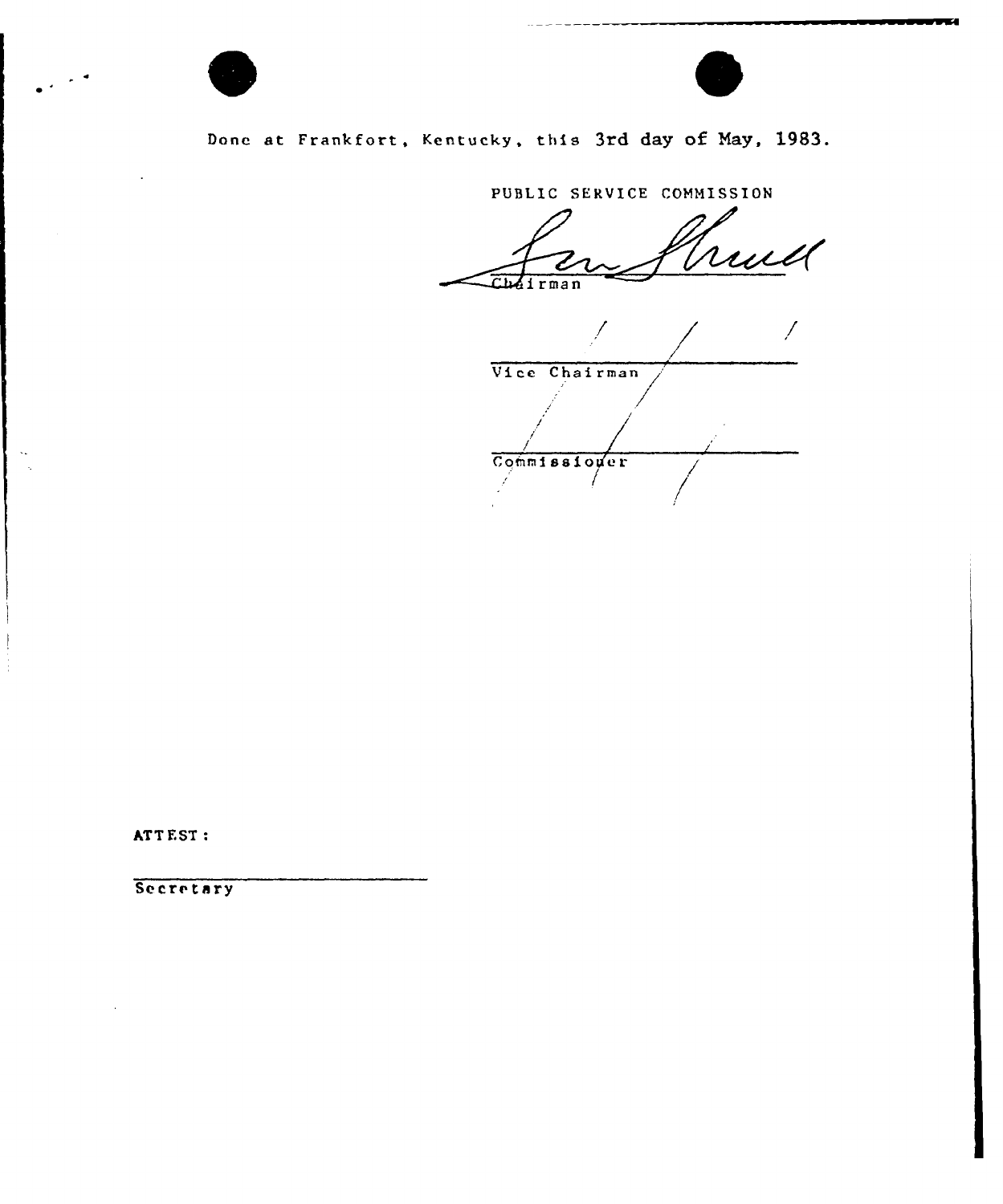Done at Frankfort, Kentucky, this 3rd day of May, 1983.

PUBLIC SERVICE COMMISSION

Chairman

Vice Chairman

Commissioner

ATTEST:

Secretary